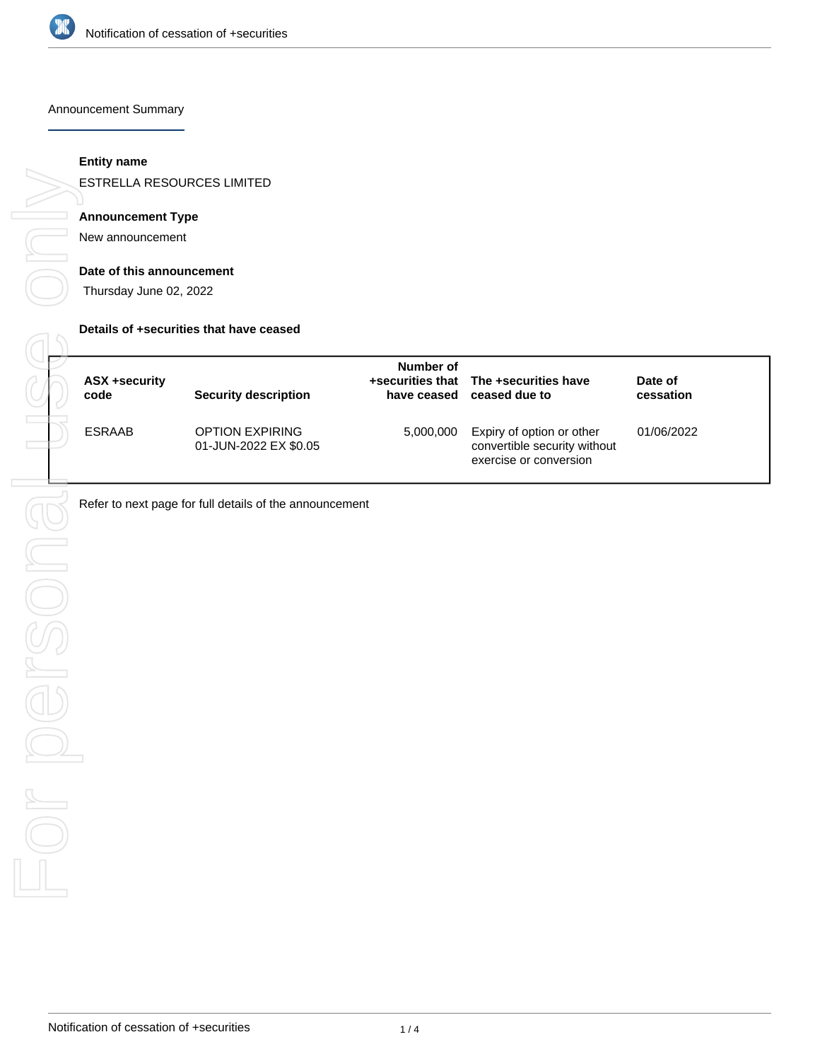# Notification of cessation of +securities

## Announcement Summary

**Entity name**

ESTRELLA RESOURCES LIMITED

**Announcement Type**

New announcement

**Date of this announcement**

Thursday June 02, 2022

**Details of +securities that have ceased**

| ASX +security code | Security description | Number of +securities that have ceased | The +securities have ceased due to | Date of cessation |
|---|---|---|---|---|
| ESRAAB | OPTION EXPIRING 01-JUN-2022 EX $0.05 | 5,000,000 | Expiry of option or other convertible security without exercise or conversion | 01/06/2022 |

Refer to next page for full details of the announcement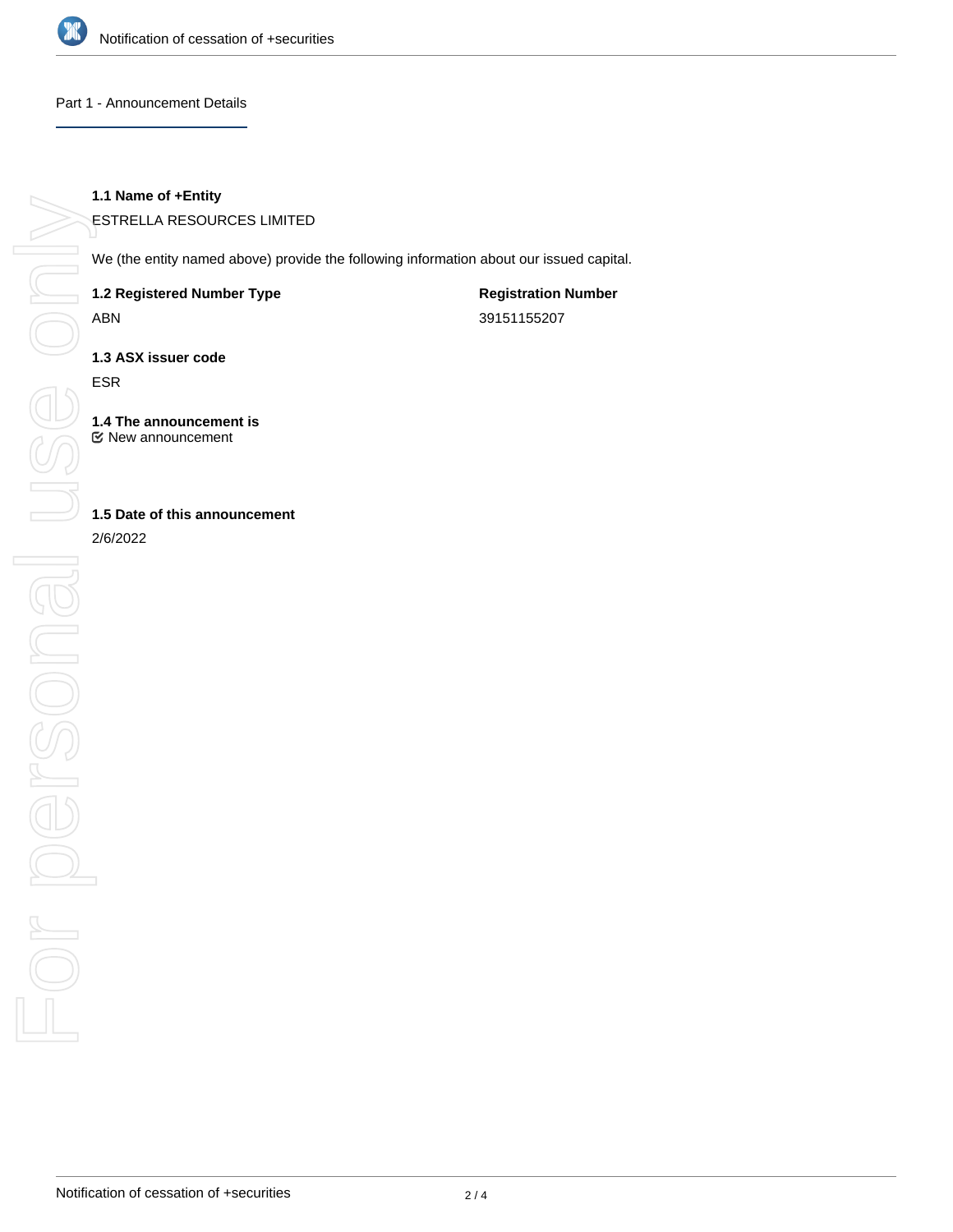## Part 1 - Announcement Details

**1.1 Name of +Entity**

ESTRELLA RESOURCES LIMITED

We (the entity named above) provide the following information about our issued capital.

| **1.2 Registered Number Type** | **Registration Number** |
| --- | --- |
| ABN | 39151155207 |

**1.3 ASX issuer code**

ESR

**1.4 The announcement is**

☑ New announcement

**1.5 Date of this announcement**

2/6/2022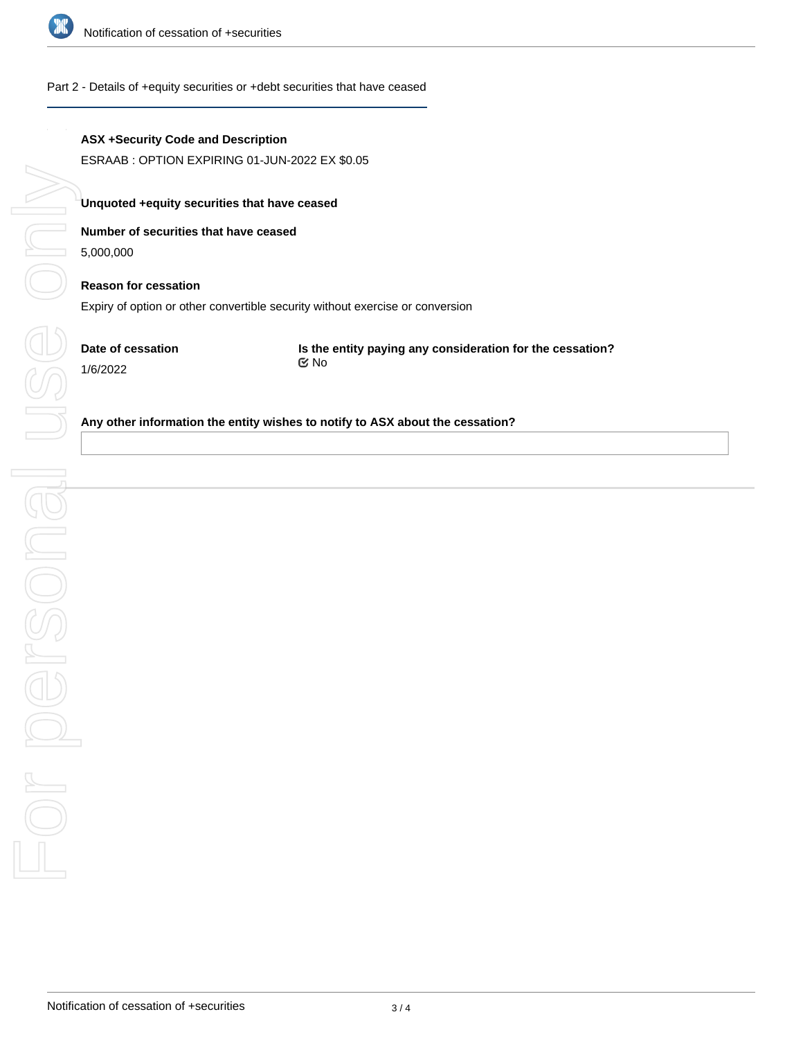## Part 2 - Details of +equity securities or +debt securities that have ceased

**ASX +Security Code and Description**

ESRAAB : OPTION EXPIRING 01-JUN-2022 EX $0.05

**Unquoted +equity securities that have ceased**

**Number of securities that have ceased**

5,000,000

**Reason for cessation**

Expiry of option or other convertible security without exercise or conversion

**Date of cessation**

1/6/2022

**Is the entity paying any consideration for the cessation?**

No

**Any other information the entity wishes to notify to ASX about the cessation?**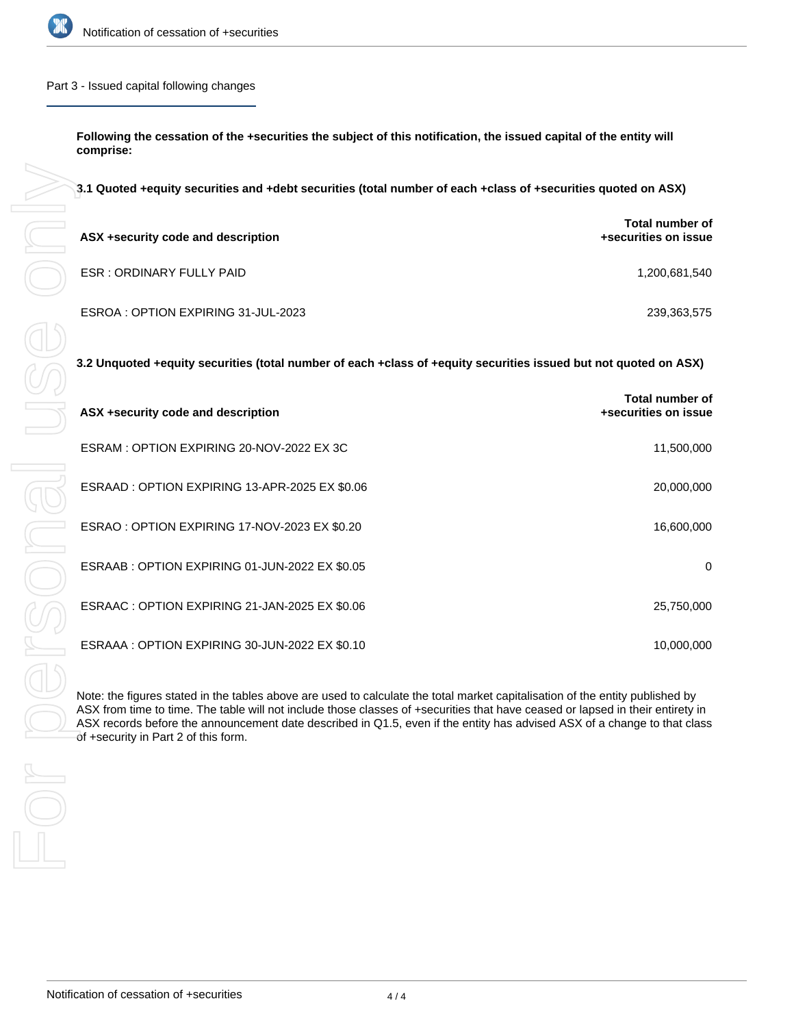## Part 3 - Issued capital following changes

**Following the cessation of the +securities the subject of this notification, the issued capital of the entity will comprise:**

**3.1 Quoted +equity securities and +debt securities (total number of each +class of +securities quoted on ASX)**

| ASX +security code and description | Total number of +securities on issue |
|---|---|
| ESR : ORDINARY FULLY PAID | 1,200,681,540 |
| ESROA : OPTION EXPIRING 31-JUL-2023 | 239,363,575 |

**3.2 Unquoted +equity securities (total number of each +class of +equity securities issued but not quoted on ASX)**

| ASX +security code and description | Total number of +securities on issue |
|---|---|
| ESRAM : OPTION EXPIRING 20-NOV-2022 EX 3C | 11,500,000 |
| ESRAAD : OPTION EXPIRING 13-APR-2025 EX $0.06 | 20,000,000 |
| ESRAO : OPTION EXPIRING 17-NOV-2023 EX $0.20 | 16,600,000 |
| ESRAAB : OPTION EXPIRING 01-JUN-2022 EX $0.05 | 0 |
| ESRAAC : OPTION EXPIRING 21-JAN-2025 EX $0.06 | 25,750,000 |
| ESRAAA : OPTION EXPIRING 30-JUN-2022 EX $0.10 | 10,000,000 |

Note: the figures stated in the tables above are used to calculate the total market capitalisation of the entity published by ASX from time to time. The table will not include those classes of +securities that have ceased or lapsed in their entirety in ASX records before the announcement date described in Q1.5, even if the entity has advised ASX of a change to that class of +security in Part 2 of this form.